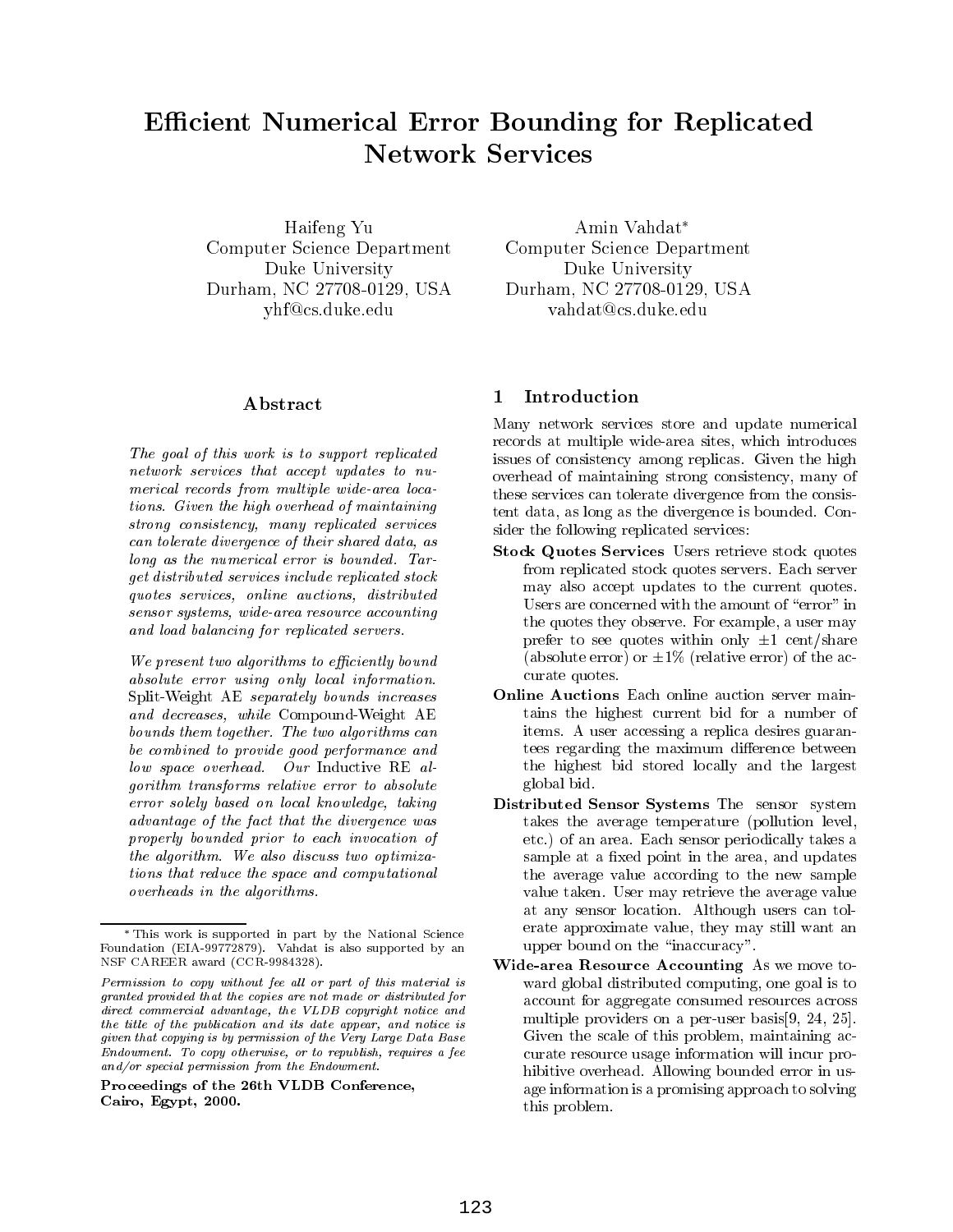# Efficient Numerical Error Bounding for Replicated Network Services

Haifeng Yu
Computer Science Department
Duke University
Durham, NC 27708-0129, USA
yhf@cs.duke.edu

Amin Vahdat*
Computer Science Department
Duke University
Durham, NC 27708-0129, USA
vahdat@cs.duke.edu

## Abstract

*The goal of this work is to support replicated network services that accept updates to numerical records from multiple wide-area locations. Given the high overhead of maintaining strong consistency, many replicated services can tolerate divergence of their shared data, as long as the numerical error is bounded. Target distributed services include replicated stock quotes services, online auctions, distributed sensor systems, wide-area resource accounting and load balancing for replicated servers.*

*We present two algorithms to efficiently bound absolute error using only local information.* Split-Weight AE *separately bounds increases and decreases, while* Compound-Weight AE *bounds them together. The two algorithms can be combined to provide good performance and low space overhead. Our* Inductive RE *algorithm transforms relative error to absolute error solely based on local knowledge, taking advantage of the fact that the divergence was properly bounded prior to each invocation of the algorithm. We also discuss two optimizations that reduce the space and computational overheads in the algorithms.*

* This work is supported in part by the National Science Foundation (EIA-99772879). Vahdat is also supported by an NSF CAREER award (CCR-9984328).

*Permission to copy without fee all or part of this material is granted provided that the copies are not made or distributed for direct commercial advantage, the VLDB copyright notice and the title of the publication and its date appear, and notice is given that copying is by permission of the Very Large Data Base Endowment. To copy otherwise, or to republish, requires a fee and/or special permission from the Endowment.*

**Proceedings of the 26th VLDB Conference, Cairo, Egypt, 2000.**

## 1 Introduction

Many network services store and update numerical records at multiple wide-area sites, which introduces issues of consistency among replicas. Given the high overhead of maintaining strong consistency, many of these services can tolerate divergence from the consistent data, as long as the divergence is bounded. Consider the following replicated services:

**Stock Quotes Services** Users retrieve stock quotes from replicated stock quotes servers. Each server may also accept updates to the current quotes. Users are concerned with the amount of "error" in the quotes they observe. For example, a user may prefer to see quotes within only $\pm 1$ cent/share (absolute error) or $\pm 1\%$ (relative error) of the accurate quotes.

**Online Auctions** Each online auction server maintains the highest current bid for a number of items. A user accessing a replica desires guarantees regarding the maximum difference between the highest bid stored locally and the largest global bid.

**Distributed Sensor Systems** The sensor system takes the average temperature (pollution level, etc.) of an area. Each sensor periodically takes a sample at a fixed point in the area, and updates the average value according to the new sample value taken. User may retrieve the average value at any sensor location. Although users can tolerate approximate value, they may still want an upper bound on the "inaccuracy".

**Wide-area Resource Accounting** As we move toward global distributed computing, one goal is to account for aggregate consumed resources across multiple providers on a per-user basis[9, 24, 25]. Given the scale of this problem, maintaining accurate resource usage information will incur prohibitive overhead. Allowing bounded error in usage information is a promising approach to solving this problem.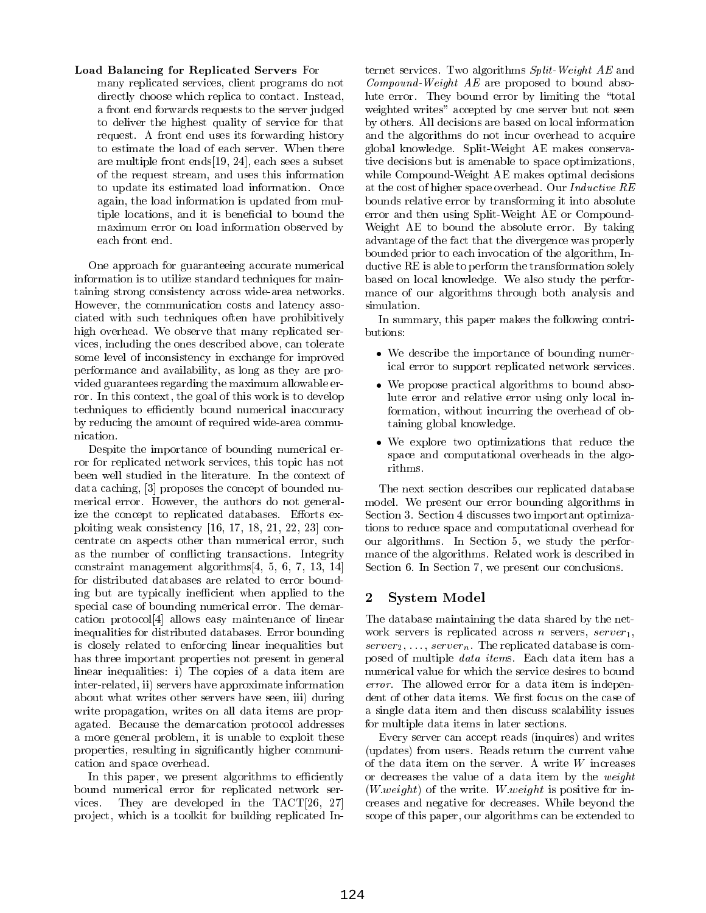**Load Balancing for Replicated Servers** For many replicated services, client programs do not directly choose which replica to contact. Instead, a front end forwards requests to the server judged to deliver the highest quality of service for that request. A front end uses its forwarding history to estimate the load of each server. When there are multiple front ends[19, 24], each sees a subset of the request stream, and uses this information to update its estimated load information. Once again, the load information is updated from multiple locations, and it is beneficial to bound the maximum error on load information observed by each front end.

One approach for guaranteeing accurate numerical information is to utilize standard techniques for maintaining strong consistency across wide-area networks. However, the communication costs and latency associated with such techniques often have prohibitively high overhead. We observe that many replicated services, including the ones described above, can tolerate some level of inconsistency in exchange for improved performance and availability, as long as they are provided guarantees regarding the maximum allowable error. In this context, the goal of this work is to develop techniques to efficiently bound numerical inaccuracy by reducing the amount of required wide-area communication.

Despite the importance of bounding numerical error for replicated network services, this topic has not been well studied in the literature. In the context of data caching, [3] proposes the concept of bounded numerical error. However, the authors do not generalize the concept to replicated databases. Efforts exploiting weak consistency [16, 17, 18, 21, 22, 23] concentrate on aspects other than numerical error, such as the number of conflicting transactions. Integrity constraint management algorithms[4, 5, 6, 7, 13, 14] for distributed databases are related to error bounding but are typically inefficient when applied to the special case of bounding numerical error. The demarcation protocol[4] allows easy maintenance of linear inequalities for distributed databases. Error bounding is closely related to enforcing linear inequalities but has three important properties not present in general linear inequalities: i) The copies of a data item are inter-related, ii) servers have approximate information about what writes other servers have seen, iii) during write propagation, writes on all data items are propagated. Because the demarcation protocol addresses a more general problem, it is unable to exploit these properties, resulting in significantly higher communication and space overhead.

In this paper, we present algorithms to efficiently bound numerical error for replicated network services. They are developed in the TACT[26, 27] project, which is a toolkit for building replicated Internet services. Two algorithms *Split-Weight AE* and *Compound-Weight AE* are proposed to bound absolute error. They bound error by limiting the "total weighted writes" accepted by one server but not seen by others. All decisions are based on local information and the algorithms do not incur overhead to acquire global knowledge. Split-Weight AE makes conservative decisions but is amenable to space optimizations, while Compound-Weight AE makes optimal decisions at the cost of higher space overhead. Our *Inductive RE* bounds relative error by transforming it into absolute error and then using Split-Weight AE or Compound-Weight AE to bound the absolute error. By taking advantage of the fact that the divergence was properly bounded prior to each invocation of the algorithm, Inductive RE is able to perform the transformation solely based on local knowledge. We also study the performance of our algorithms through both analysis and simulation.

In summary, this paper makes the following contributions:

- We describe the importance of bounding numerical error to support replicated network services.
- We propose practical algorithms to bound absolute error and relative error using only local information, without incurring the overhead of obtaining global knowledge.
- We explore two optimizations that reduce the space and computational overheads in the algorithms.

The next section describes our replicated database model. We present our error bounding algorithms in Section 3. Section 4 discusses two important optimizations to reduce space and computational overhead for our algorithms. In Section 5, we study the performance of the algorithms. Related work is described in Section 6. In Section 7, we present our conclusions.

## 2 System Model

The database maintaining the data shared by the network servers is replicated across $n$ servers, $server_1$, $server_2$, ..., $server_n$. The replicated database is composed of multiple *data items*. Each data item has a numerical value for which the service desires to bound *error*. The allowed error for a data item is independent of other data items. We first focus on the case of a single data item and then discuss scalability issues for multiple data items in later sections.

Every server can accept reads (inquires) and writes (updates) from users. Reads return the current value of the data item on the server. A write $W$ increases or decreases the value of a data item by the *weight* ($W.weight$) of the write. $W.weight$ is positive for increases and negative for decreases. While beyond the scope of this paper, our algorithms can be extended to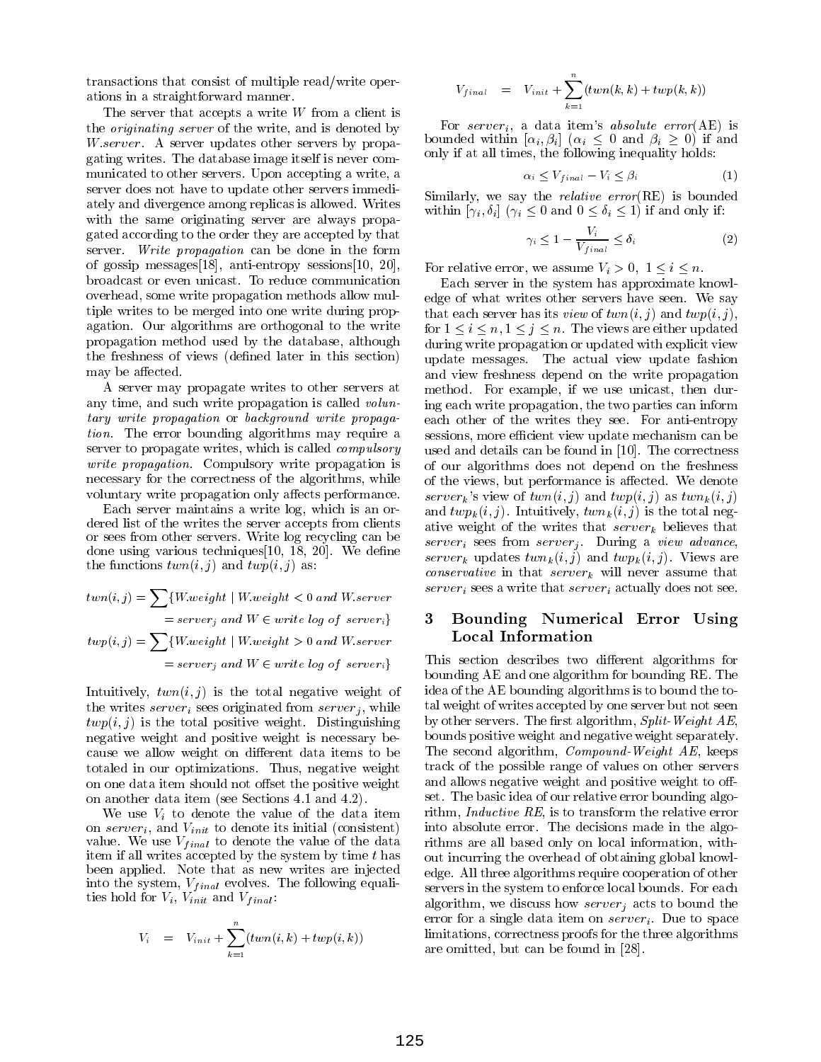transactions that consist of multiple read/write operations in a straightforward manner.

The server that accepts a write $W$ from a client is the *originating server* of the write, and is denoted by $W.server$. A server updates other servers by propagating writes. The database image itself is never communicated to other servers. Upon accepting a write, a server does not have to update other servers immediately and divergence among replicas is allowed. Writes with the same originating server are always propagated according to the order they are accepted by that server. *Write propagation* can be done in the form of gossip messages[18], anti-entropy sessions[10, 20], broadcast or even unicast. To reduce communication overhead, some write propagation methods allow multiple writes to be merged into one write during propagation. Our algorithms are orthogonal to the write propagation method used by the database, although the freshness of views (defined later in this section) may be affected.

A server may propagate writes to other servers at any time, and such write propagation is called *voluntary write propagation* or *background write propagation*. The error bounding algorithms may require a server to propagate writes, which is called *compulsory write propagation*. Compulsory write propagation is necessary for the correctness of the algorithms, while voluntary write propagation only affects performance.

Each server maintains a write log, which is an ordered list of the writes the server accepts from clients or sees from other servers. Write log recycling can be done using various techniques[10, 18, 20]. We define the functions $twn(i,j)$ and $twp(i,j)$ as:

$$twn(i,j) = \sum\{W.weight \mid W.weight < 0 \; and \; W.server = server_j \; and \; W \in write\ log\ of\ server_i\}$$

$$twp(i,j) = \sum\{W.weight \mid W.weight > 0 \; and \; W.server = server_j \; and \; W \in write\ log\ of\ server_i\}$$

Intuitively, $twn(i,j)$ is the total negative weight of the writes $server_i$ sees originated from $server_j$, while $twp(i,j)$ is the total positive weight. Distinguishing negative weight and positive weight is necessary because we allow weight on different data items to be totaled in our optimizations. Thus, negative weight on one data item should not offset the positive weight on another data item (see Sections 4.1 and 4.2).

We use $V_i$ to denote the value of the data item on $server_i$, and $V_{init}$ to denote its initial (consistent) value. We use $V_{final}$ to denote the value of the data item if all writes accepted by the system by time $t$ has been applied. Note that as new writes are injected into the system, $V_{final}$ evolves. The following equalities hold for $V_i$, $V_{init}$ and $V_{final}$:

$$V_i = V_{init} + \sum_{k=1}^{n}(twn(i,k) + twp(i,k))$$

$$V_{final} = V_{init} + \sum_{k=1}^{n}(twn(k,k) + twp(k,k))$$

For $server_i$, a data item's *absolute error*(AE) is bounded within $[\alpha_i, \beta_i]$ ($\alpha_i \le 0$ and $\beta_i \ge 0$) if and only if at all times, the following inequality holds:

$$\alpha_i \le V_{final} - V_i \le \beta_i \tag{1}$$

Similarly, we say the *relative error*(RE) is bounded within $[\gamma_i, \delta_i]$ ($\gamma_i \le 0$ and $0 \le \delta_i \le 1$) if and only if:

$$\gamma_i \le 1 - \frac{V_i}{V_{final}} \le \delta_i \tag{2}$$

For relative error, we assume $V_i > 0, \; 1 \le i \le n$.

Each server in the system has approximate knowledge of what writes other servers have seen. We say that each server has its *view* of $twn(i,j)$ and $twp(i,j)$, for $1 \le i \le n, 1 \le j \le n$. The views are either updated during write propagation or updated with explicit view update messages. The actual view update fashion and view freshness depend on the write propagation method. For example, if we use unicast, then during each write propagation, the two parties can inform each other of the writes they see. For anti-entropy sessions, more efficient view update mechanism can be used and details can be found in [10]. The correctness of our algorithms does not depend on the freshness of the views, but performance is affected. We denote $server_k$'s view of $twn(i,j)$ and $twp(i,j)$ as $twn_k(i,j)$ and $twp_k(i,j)$. Intuitively, $twn_k(i,j)$ is the total negative weight of the writes that $server_k$ believes that $server_i$ sees from $server_j$. During a *view advance*, $server_k$ updates $twn_k(i,j)$ and $twp_k(i,j)$. Views are *conservative* in that $server_k$ will never assume that $server_i$ sees a write that $server_i$ actually does not see.

## 3 Bounding Numerical Error Using Local Information

This section describes two different algorithms for bounding AE and one algorithm for bounding RE. The idea of the AE bounding algorithms is to bound the total weight of writes accepted by one server but not seen by other servers. The first algorithm, *Split-Weight AE*, bounds positive weight and negative weight separately. The second algorithm, *Compound-Weight AE*, keeps track of the possible range of values on other servers and allows negative weight and positive weight to offset. The basic idea of our relative error bounding algorithm, *Inductive RE*, is to transform the relative error into absolute error. The decisions made in the algorithms are all based only on local information, without incurring the overhead of obtaining global knowledge. All three algorithms require cooperation of other servers in the system to enforce local bounds. For each algorithm, we discuss how $server_j$ acts to bound the error for a single data item on $server_i$. Due to space limitations, correctness proofs for the three algorithms are omitted, but can be found in [28].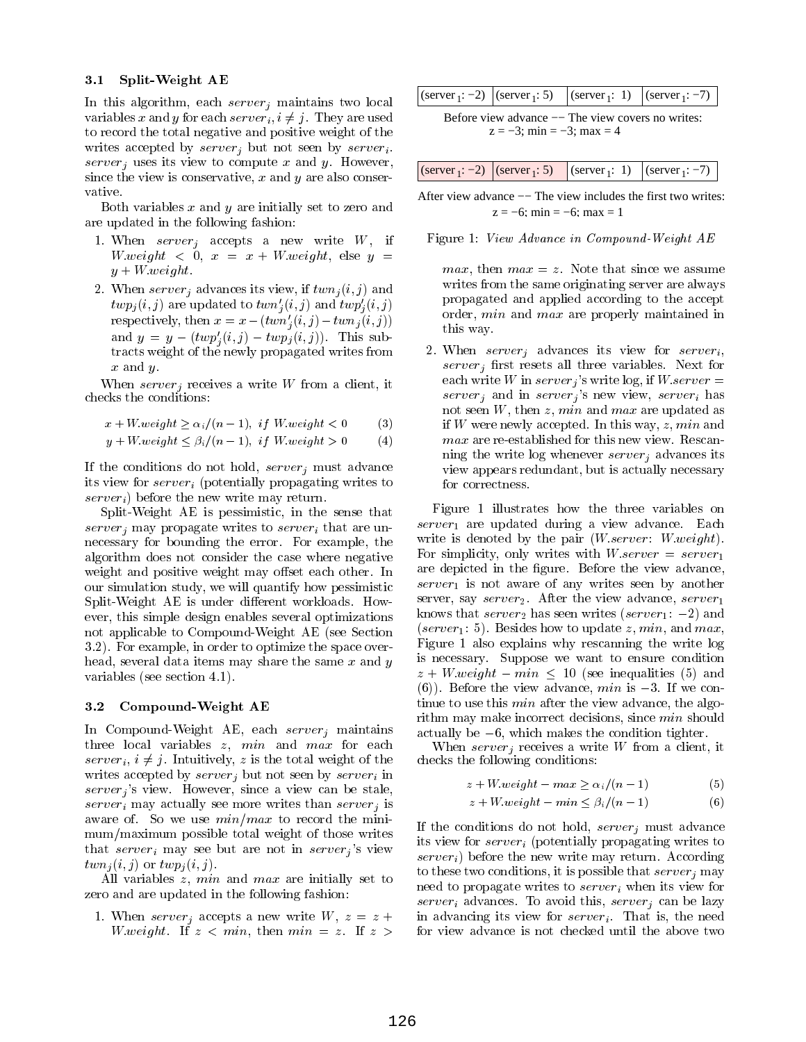### 3.1 Split-Weight AE

In this algorithm, each $server_j$ maintains two local variables $x$ and $y$ for each $server_i, i \neq j$. They are used to record the total negative and positive weight of the writes accepted by $server_j$ but not seen by $server_i$. $server_j$ uses its view to compute $x$ and $y$. However, since the view is conservative, $x$ and $y$ are also conservative.

Both variables $x$ and $y$ are initially set to zero and are updated in the following fashion:

1. When $server_j$ accepts a new write $W$, if $W.weight < 0$, $x = x + W.weight$, else $y = y + W.weight$.
2. When $server_j$ advances its view, if $twn_j(i,j)$ and $twp_j(i,j)$ are updated to $twn'_j(i,j)$ and $twp'_j(i,j)$ respectively, then $x = x - (twn'_j(i,j) - twn_j(i,j))$ and $y = y - (twp'_j(i,j) - twp_j(i,j))$. This subtracts weight of the newly propagated writes from $x$ and $y$.

When $server_j$ receives a write $W$ from a client, it checks the conditions:

$$x + W.weight \geq \alpha_i/(n-1),\ if\ W.weight < 0 \qquad (3)$$

$$y + W.weight \leq \beta_i/(n-1),\ if\ W.weight > 0 \qquad (4)$$

If the conditions do not hold, $server_j$ must advance its view for $server_i$ (potentially propagating writes to $server_i$) before the new write may return.

Split-Weight AE is pessimistic, in the sense that $server_j$ may propagate writes to $server_i$ that are unnecessary for bounding the error. For example, the algorithm does not consider the case where negative weight and positive weight may offset each other. In our simulation study, we will quantify how pessimistic Split-Weight AE is under different workloads. However, this simple design enables several optimizations not applicable to Compound-Weight AE (see Section 3.2). For example, in order to optimize the space overhead, several data items may share the same $x$ and $y$ variables (see section 4.1).

### 3.2 Compound-Weight AE

In Compound-Weight AE, each $server_j$ maintains three local variables $z$, $min$ and $max$ for each $server_i$, $i \neq j$. Intuitively, $z$ is the total weight of the writes accepted by $server_j$ but not seen by $server_i$ in $server_j$'s view. However, since a view can be stale, $server_i$ may actually see more writes than $server_j$ is aware of. So we use $min/max$ to record the minimum/maximum possible total weight of those writes that $server_i$ may see but are not in $server_j$'s view $twn_j(i,j)$ or $twp_j(i,j)$.

All variables $z$, $min$ and $max$ are initially set to zero and are updated in the following fashion:

1. When $server_j$ accepts a new write $W$, $z = z + W.weight$. If $z < min$, then $min = z$. If $z > max$, then $max = z$. Note that since we assume writes from the same originating server are always propagated and applied according to the accept order, $min$ and $max$ are properly maintained in this way.
2. When $server_j$ advances its view for $server_i$, $server_j$ first resets all three variables. Next for each write $W$ in $server_j$'s write log, if $W.server = server_j$ and in $server_j$'s new view, $server_i$ has not seen $W$, then $z$, $min$ and $max$ are updated as if $W$ were newly accepted. In this way, $z$, $min$ and $max$ are re-established for this new view. Rescanning the write log whenever $server_j$ advances its view appears redundant, but is actually necessary for correctness.

| ($server_1$: −2) | ($server_1$: 5) | ($server_1$: 1) | ($server_1$: −7) |
|---|---|---|---|

Before view advance −− The view covers no writes: z = −3; min = −3; max = 4

| ($server_1$: −2) | ($server_1$: 5) | ($server_1$: 1) | ($server_1$: −7) |
|---|---|---|---|

After view advance −− The view includes the first two writes: z = −6; min = −6; max = 1

Figure 1: *View Advance in Compound-Weight AE*

Figure 1 illustrates how the three variables on $server_1$ are updated during a view advance. Each write is denoted by the pair ($W.server$: $W.weight$). For simplicity, only writes with $W.server = server_1$ are depicted in the figure. Before the view advance, $server_1$ is not aware of any writes seen by another server, say $server_2$. After the view advance, $server_1$ knows that $server_2$ has seen writes ($server_1$: −2) and ($server_1$: 5). Besides how to update $z$, $min$, and $max$, Figure 1 also explains why rescanning the write log is necessary. Suppose we want to ensure condition $z + W.weight - min \leq 10$ (see inequalities (5) and (6)). Before the view advance, $min$ is −3. If we continue to use this $min$ after the view advance, the algorithm may make incorrect decisions, since $min$ should actually be −6, which makes the condition tighter.

When $server_j$ receives a write $W$ from a client, it checks the following conditions:

$$z + W.weight - max \geq \alpha_i/(n-1) \qquad (5)$$

$$z + W.weight - min \leq \beta_i/(n-1) \qquad (6)$$

If the conditions do not hold, $server_j$ must advance its view for $server_i$ (potentially propagating writes to $server_i$) before the new write may return. According to these two conditions, it is possible that $server_j$ may need to propagate writes to $server_i$ when its view for $server_i$ advances. To avoid this, $server_j$ can be lazy in advancing its view for $server_i$. That is, the need for view advance is not checked until the above two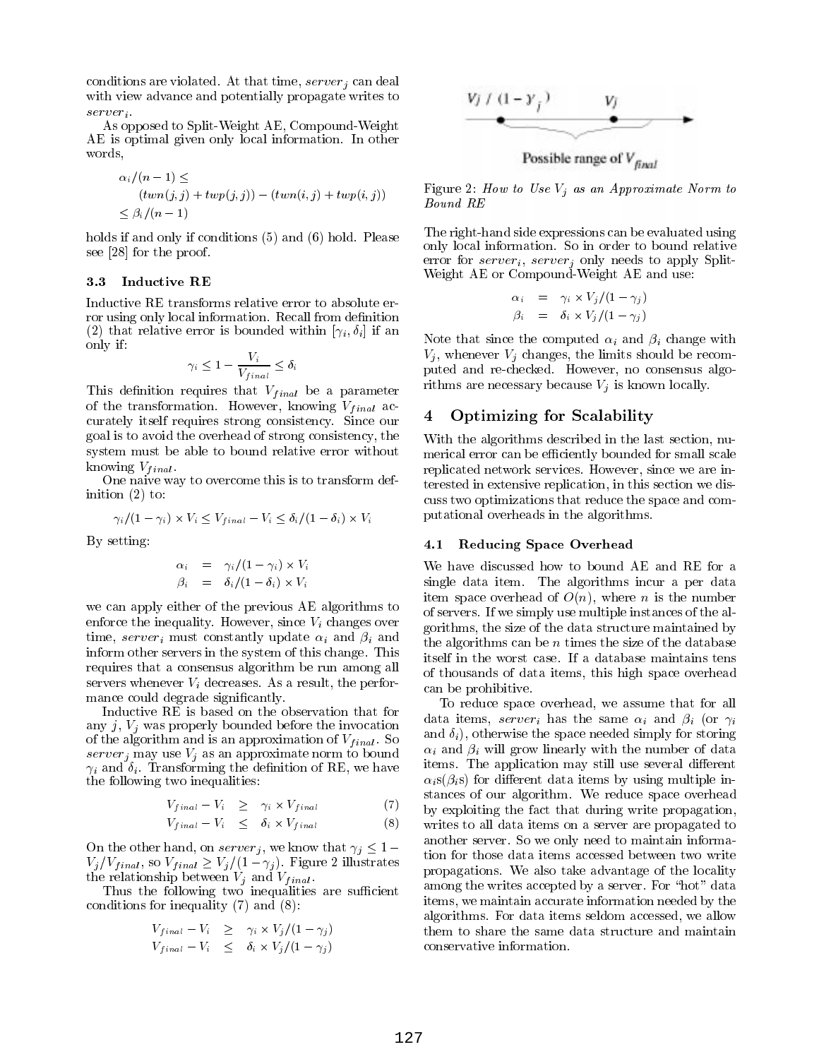conditions are violated. At that time, $server_j$ can deal with view advance and potentially propagate writes to $server_i$.

As opposed to Split-Weight AE, Compound-Weight AE is optimal given only local information. In other words,

$$\alpha_i/(n-1) \leq (twn(j,j) + twp(j,j)) - (twn(i,j) + twp(i,j)) \leq \beta_i/(n-1)$$

holds if and only if conditions (5) and (6) hold. Please see [28] for the proof.

### 3.3 Inductive RE

Inductive RE transforms relative error to absolute error using only local information. Recall from definition (2) that relative error is bounded within $[\gamma_i, \delta_i]$ if an only if:

$$\gamma_i \leq 1 - \frac{V_i}{V_{final}} \leq \delta_i$$

This definition requires that $V_{final}$ be a parameter of the transformation. However, knowing $V_{final}$ accurately itself requires strong consistency. Since our goal is to avoid the overhead of strong consistency, the system must be able to bound relative error without knowing $V_{final}$.

One naive way to overcome this is to transform definition (2) to:

$$\gamma_i/(1-\gamma_i) \times V_i \leq V_{final} - V_i \leq \delta_i/(1-\delta_i) \times V_i$$

By setting:

$$\alpha_i = \gamma_i/(1-\gamma_i) \times V_i$$
$$\beta_i = \delta_i/(1-\delta_i) \times V_i$$

we can apply either of the previous AE algorithms to enforce the inequality. However, since $V_i$ changes over time, $server_i$ must constantly update $\alpha_i$ and $\beta_i$ and inform other servers in the system of this change. This requires that a consensus algorithm be run among all servers whenever $V_i$ decreases. As a result, the performance could degrade significantly.

Inductive RE is based on the observation that for any $j$, $V_j$ was properly bounded before the invocation of the algorithm and is an approximation of $V_{final}$. So $server_j$ may use $V_j$ as an approximate norm to bound $\gamma_i$ and $\delta_i$. Transforming the definition of RE, we have the following two inequalities:

$$V_{final} - V_i \geq \gamma_i \times V_{final} \quad (7)$$
$$V_{final} - V_i \leq \delta_i \times V_{final} \quad (8)$$

On the other hand, on $server_j$, we know that $\gamma_j \leq 1 - V_j/V_{final}$, so $V_{final} \geq V_j/(1-\gamma_j)$. Figure 2 illustrates the relationship between $V_j$ and $V_{final}$.

Thus the following two inequalities are sufficient conditions for inequality (7) and (8):

$$V_{final} - V_i \geq \gamma_i \times V_j/(1-\gamma_j)$$
$$V_{final} - V_i \leq \delta_i \times V_j/(1-\gamma_j)$$

Figure 2: *How to Use $V_j$ as an Approximate Norm to Bound RE*

The right-hand side expressions can be evaluated using only local information. So in order to bound relative error for $server_i$, $server_j$ only needs to apply Split-Weight AE or Compound-Weight AE and use:

$$\alpha_i = \gamma_i \times V_j/(1-\gamma_j)$$
$$\beta_i = \delta_i \times V_j/(1-\gamma_j)$$

Note that since the computed $\alpha_i$ and $\beta_i$ change with $V_j$, whenever $V_j$ changes, the limits should be recomputed and re-checked. However, no consensus algorithms are necessary because $V_j$ is known locally.

## 4 Optimizing for Scalability

With the algorithms described in the last section, numerical error can be efficiently bounded for small scale replicated network services. However, since we are interested in extensive replication, in this section we discuss two optimizations that reduce the space and computational overheads in the algorithms.

### 4.1 Reducing Space Overhead

We have discussed how to bound AE and RE for a single data item. The algorithms incur a per data item space overhead of $O(n)$, where $n$ is the number of servers. If we simply use multiple instances of the algorithms, the size of the data structure maintained by the algorithms can be $n$ times the size of the database itself in the worst case. If a database maintains tens of thousands of data items, this high space overhead can be prohibitive.

To reduce space overhead, we assume that for all data items, $server_i$ has the same $\alpha_i$ and $\beta_i$ (or $\gamma_i$ and $\delta_i$), otherwise the space needed simply for storing $\alpha_i$ and $\beta_i$ will grow linearly with the number of data items. The application may still use several different $\alpha_i$s($\beta_i$s) for different data items by using multiple instances of our algorithm. We reduce space overhead by exploiting the fact that during write propagation, writes to all data items on a server are propagated to another server. So we only need to maintain information for those data items accessed between two write propagations. We also take advantage of the locality among the writes accepted by a server. For "hot" data items, we maintain accurate information needed by the algorithms. For data items seldom accessed, we allow them to share the same data structure and maintain conservative information.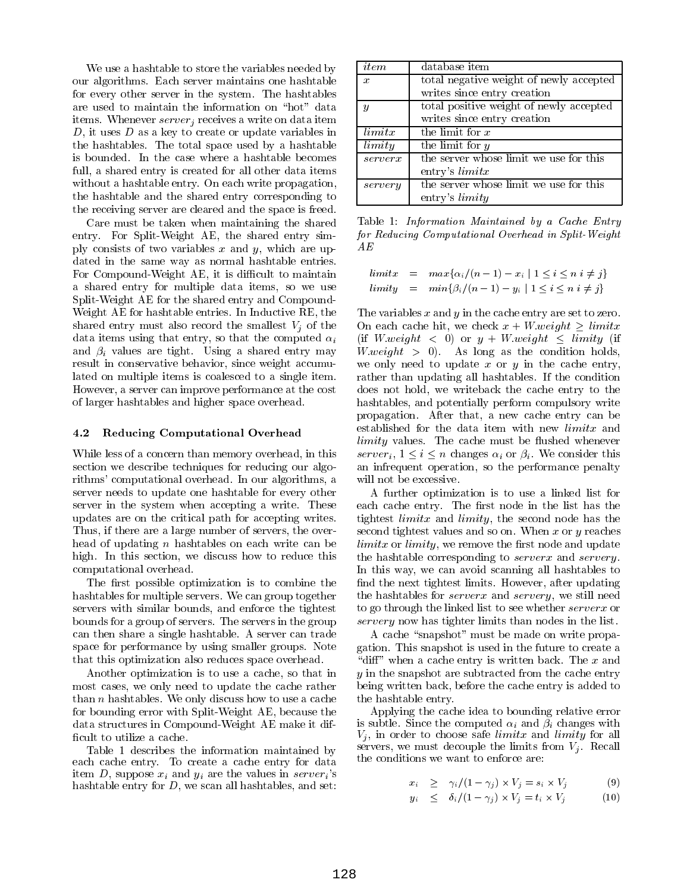We use a hashtable to store the variables needed by our algorithms. Each server maintains one hashtable for every other server in the system. The hashtables are used to maintain the information on "hot" data items. Whenever $server_j$ receives a write on data item $D$, it uses $D$ as a key to create or update variables in the hashtables. The total space used by a hashtable is bounded. In the case where a hashtable becomes full, a shared entry is created for all other data items without a hashtable entry. On each write propagation, the hashtable and the shared entry corresponding to the receiving server are cleared and the space is freed.

Care must be taken when maintaining the shared entry. For Split-Weight AE, the shared entry simply consists of two variables $x$ and $y$, which are updated in the same way as normal hashtable entries. For Compound-Weight AE, it is difficult to maintain a shared entry for multiple data items, so we use Split-Weight AE for the shared entry and Compound-Weight AE for hashtable entries. In Inductive RE, the shared entry must also record the smallest $V_j$ of the data items using that entry, so that the computed $\alpha_i$ and $\beta_i$ values are tight. Using a shared entry may result in conservative behavior, since weight accumulated on multiple items is coalesced to a single item. However, a server can improve performance at the cost of larger hashtables and higher space overhead.

### 4.2 Reducing Computational Overhead

While less of a concern than memory overhead, in this section we describe techniques for reducing our algorithms' computational overhead. In our algorithms, a server needs to update one hashtable for every other server in the system when accepting a write. These updates are on the critical path for accepting writes. Thus, if there are a large number of servers, the overhead of updating $n$ hashtables on each write can be high. In this section, we discuss how to reduce this computational overhead.

The first possible optimization is to combine the hashtables for multiple servers. We can group together servers with similar bounds, and enforce the tightest bounds for a group of servers. The servers in the group can then share a single hashtable. A server can trade space for performance by using smaller groups. Note that this optimization also reduces space overhead.

Another optimization is to use a cache, so that in most cases, we only need to update the cache rather than $n$ hashtables. We only discuss how to use a cache for bounding error with Split-Weight AE, because the data structures in Compound-Weight AE make it difficult to utilize a cache.

Table 1 describes the information maintained by each cache entry. To create a cache entry for data item $D$, suppose $x_i$ and $y_i$ are the values in $server_i$'s hashtable entry for $D$, we scan all hashtables, and set:

| *item* | database item |
|---|---|
| $x$ | total negative weight of newly accepted writes since entry creation |
| $y$ | total positive weight of newly accepted writes since entry creation |
| *limitx* | the limit for $x$ |
| *limity* | the limit for $y$ |
| *serverx* | the server whose limit we use for this entry's *limitx* |
| *servery* | the server whose limit we use for this entry's *limity* |

Table 1: *Information Maintained by a Cache Entry for Reducing Computational Overhead in Split-Weight AE*

$$
\begin{aligned}
limitx &= max\{\alpha_i/(n-1) - x_i \mid 1 \leq i \leq n \; i \neq j\} \\
limity &= min\{\beta_i/(n-1) - y_i \mid 1 \leq i \leq n \; i \neq j\}
\end{aligned}
$$

The variables $x$ and $y$ in the cache entry are set to zero. On each cache hit, we check $x + W.weight \geq limitx$ (if $W.weight < 0$) or $y + W.weight \leq limity$ (if $W.weight > 0$). As long as the condition holds, we only need to update $x$ or $y$ in the cache entry, rather than updating all hashtables. If the condition does not hold, we writeback the cache entry to the hashtables, and potentially perform compulsory write propagation. After that, a new cache entry can be established for the data item with new *limitx* and *limity* values. The cache must be flushed whenever $server_i$, $1 \leq i \leq n$ changes $\alpha_i$ or $\beta_i$. We consider this an infrequent operation, so the performance penalty will not be excessive.

A further optimization is to use a linked list for each cache entry. The first node in the list has the tightest *limitx* and *limity*, the second node has the second tightest values and so on. When $x$ or $y$ reaches *limitx* or *limity*, we remove the first node and update the hashtable corresponding to *serverx* and *servery*. In this way, we can avoid scanning all hashtables to find the next tightest limits. However, after updating the hashtables for *serverx* and *servery*, we still need to go through the linked list to see whether *serverx* or *servery* now has tighter limits than nodes in the list.

A cache "snapshot" must be made on write propagation. This snapshot is used in the future to create a "diff" when a cache entry is written back. The $x$ and $y$ in the snapshot are subtracted from the cache entry being written back, before the cache entry is added to the hashtable entry.

Applying the cache idea to bounding relative error is subtle. Since the computed $\alpha_i$ and $\beta_i$ changes with $V_j$, in order to choose safe *limitx* and *limity* for all servers, we must decouple the limits from $V_j$. Recall the conditions we want to enforce are:

$$x_i \geq \gamma_i/(1-\gamma_j) \times V_j = s_i \times V_j \tag{9}$$

$$y_i \leq \delta_i/(1-\gamma_j) \times V_j = t_i \times V_j \tag{10}$$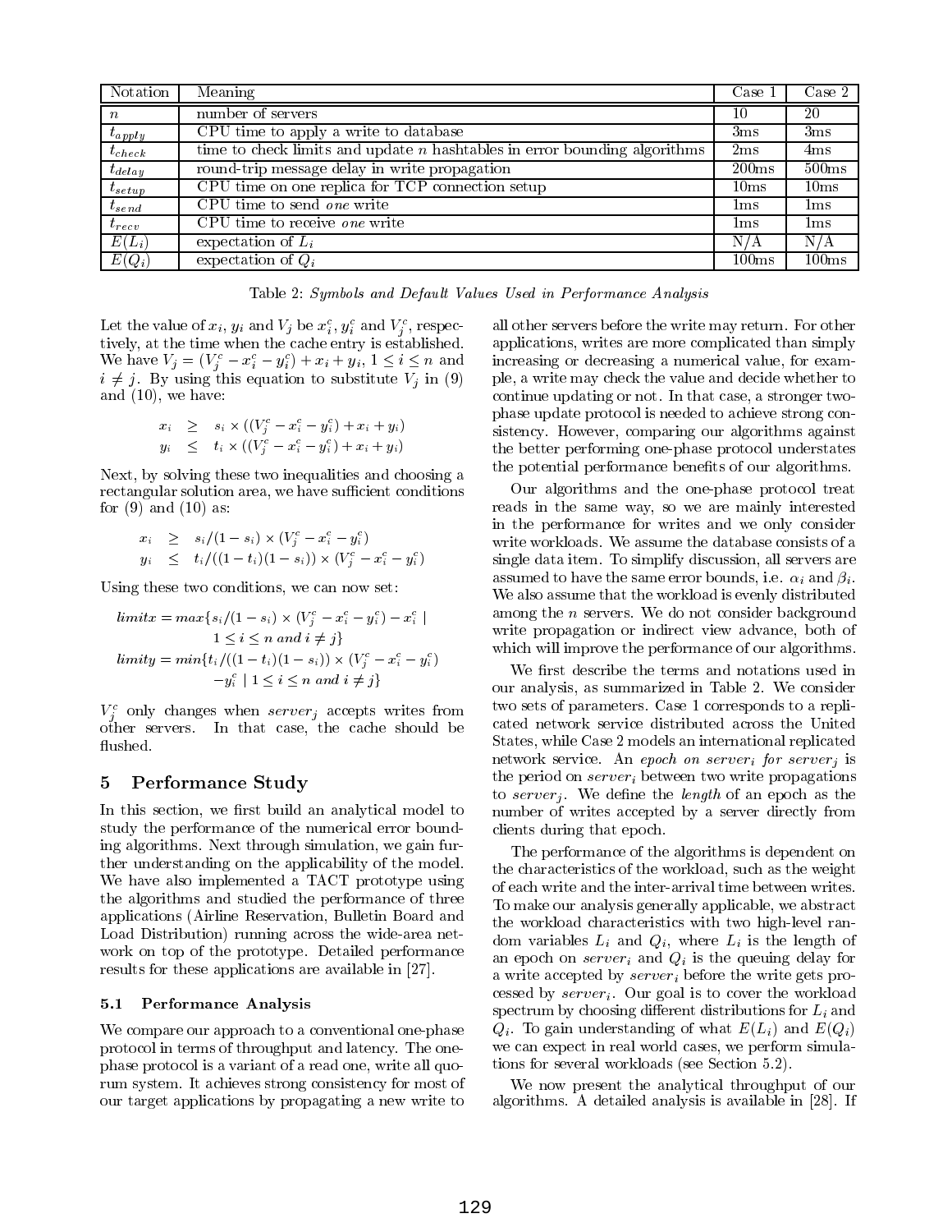| Notation | Meaning | Case 1 | Case 2 |
|---|---|---|---|
| $n$ | number of servers | 10 | 20 |
| $t_{apply}$ | CPU time to apply a write to database | 3ms | 3ms |
| $t_{check}$ | time to check limits and update $n$ hashtables in error bounding algorithms | 2ms | 4ms |
| $t_{delay}$ | round-trip message delay in write propagation | 200ms | 500ms |
| $t_{setup}$ | CPU time on one replica for TCP connection setup | 10ms | 10ms |
| $t_{send}$ | CPU time to send *one* write | 1ms | 1ms |
| $t_{recv}$ | CPU time to receive *one* write | 1ms | 1ms |
| $E(L_i)$ | expectation of $L_i$ | N/A | N/A |
| $E(Q_i)$ | expectation of $Q_i$ | 100ms | 100ms |

Table 2: *Symbols and Default Values Used in Performance Analysis*

Let the value of $x_i$, $y_i$ and $V_j$ be $x_i^c$, $y_i^c$ and $V_j^c$, respectively, at the time when the cache entry is established. We have $V_j = (V_j^c - x_i^c - y_i^c) + x_i + y_i$, $1 \le i \le n$ and $i \ne j$. By using this equation to substitute $V_j$ in (9) and (10), we have:

$$
\begin{aligned}
x_i &\ge s_i \times ((V_j^c - x_i^c - y_i^c) + x_i + y_i) \\
y_i &\le t_i \times ((V_j^c - x_i^c - y_i^c) + x_i + y_i)
\end{aligned}
$$

Next, by solving these two inequalities and choosing a rectangular solution area, we have sufficient conditions for (9) and (10) as:

$$
\begin{aligned}
x_i &\ge s_i/(1-s_i) \times (V_j^c - x_i^c - y_i^c) \\
y_i &\le t_i/((1-t_i)(1-s_i)) \times (V_j^c - x_i^c - y_i^c)
\end{aligned}
$$

Using these two conditions, we can now set:

$$
\begin{aligned}
limitx = max\{&s_i/(1-s_i) \times (V_j^c - x_i^c - y_i^c) - x_i^c \mid \\
&1 \le i \le n \ and \ i \ne j\} \\
limity = min\{&t_i/((1-t_i)(1-s_i)) \times (V_j^c - x_i^c - y_i^c) \\
&- y_i^c \mid 1 \le i \le n \ and \ i \ne j\}
\end{aligned}
$$

$V_j^c$ only changes when $server_j$ accepts writes from other servers. In that case, the cache should be flushed.

## 5 Performance Study

In this section, we first build an analytical model to study the performance of the numerical error bounding algorithms. Next through simulation, we gain further understanding on the applicability of the model. We have also implemented a TACT prototype using the algorithms and studied the performance of three applications (Airline Reservation, Bulletin Board and Load Distribution) running across the wide-area network on top of the prototype. Detailed performance results for these applications are available in [27].

### 5.1 Performance Analysis

We compare our approach to a conventional one-phase protocol in terms of throughput and latency. The one-phase protocol is a variant of a read one, write all quorum system. It achieves strong consistency for most of our target applications by propagating a new write to all other servers before the write may return. For other applications, writes are more complicated than simply increasing or decreasing a numerical value, for example, a write may check the value and decide whether to continue updating or not. In that case, a stronger two-phase update protocol is needed to achieve strong consistency. However, comparing our algorithms against the better performing one-phase protocol understates the potential performance benefits of our algorithms.

Our algorithms and the one-phase protocol treat reads in the same way, so we are mainly interested in the performance for writes and we only consider write workloads. We assume the database consists of a single data item. To simplify discussion, all servers are assumed to have the same error bounds, i.e. $\alpha_i$ and $\beta_i$. We also assume that the workload is evenly distributed among the $n$ servers. We do not consider background write propagation or indirect view advance, both of which will improve the performance of our algorithms.

We first describe the terms and notations used in our analysis, as summarized in Table 2. We consider two sets of parameters. Case 1 corresponds to a replicated network service distributed across the United States, while Case 2 models an international replicated network service. An *epoch on* $server_i$ *for* $server_j$ is the period on $server_i$ between two write propagations to $server_j$. We define the *length* of an epoch as the number of writes accepted by a server directly from clients during that epoch.

The performance of the algorithms is dependent on the characteristics of the workload, such as the weight of each write and the inter-arrival time between writes. To make our analysis generally applicable, we abstract the workload characteristics with two high-level random variables $L_i$ and $Q_i$, where $L_i$ is the length of an epoch on $server_i$ and $Q_i$ is the queuing delay for a write accepted by $server_i$ before the write gets processed by $server_i$. Our goal is to cover the workload spectrum by choosing different distributions for $L_i$ and $Q_i$. To gain understanding of what $E(L_i)$ and $E(Q_i)$ we can expect in real world cases, we perform simulations for several workloads (see Section 5.2).

We now present the analytical throughput of our algorithms. A detailed analysis is available in [28]. If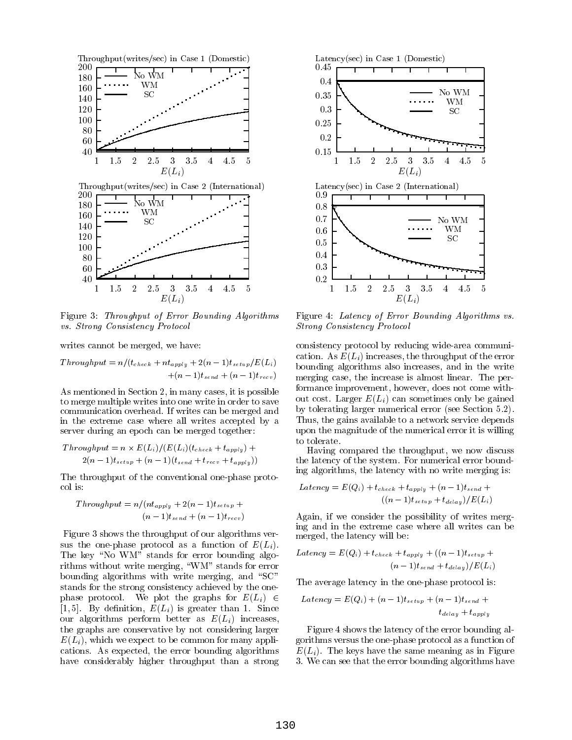Figure 3: *Throughput of Error Bounding Algorithms vs. Strong Consistency Protocol*

Figure 4: *Latency of Error Bounding Algorithms vs. Strong Consistency Protocol*

writes cannot be merged, we have:

$$Throughput = n/(t_{check} + nt_{apply} + 2(n-1)t_{setup}/E(L_i) + (n-1)t_{send} + (n-1)t_{recv})$$

As mentioned in Section 2, in many cases, it is possible to merge multiple writes into one write in order to save communication overhead. If writes can be merged and in the extreme case where all writes accepted by a server during an epoch can be merged together:

$$Throughput = n \times E(L_i)/(E(L_i)(t_{check} + t_{apply}) + 2(n-1)t_{setup} + (n-1)(t_{send} + t_{recv} + t_{apply}))$$

The throughput of the conventional one-phase protocol is:

$$Throughput = n/(nt_{apply} + 2(n-1)t_{setup} + (n-1)t_{send} + (n-1)t_{recv})$$

Figure 3 shows the throughput of our algorithms versus the one-phase protocol as a function of $E(L_i)$. The key "No WM" stands for error bounding algorithms without write merging, "WM" stands for error bounding algorithms with write merging, and "SC" stands for the strong consistency achieved by the one-phase protocol. We plot the graphs for $E(L_i) \in [1, 5]$. By definition, $E(L_i)$ is greater than 1. Since our algorithms perform better as $E(L_i)$ increases, the graphs are conservative by not considering larger $E(L_i)$, which we expect to be common for many applications. As expected, the error bounding algorithms have considerably higher throughput than a strong consistency protocol by reducing wide-area communication. As $E(L_i)$ increases, the throughput of the error bounding algorithms also increases, and in the write merging case, the increase is almost linear. The performance improvement, however, does not come without cost. Larger $E(L_i)$ can sometimes only be gained by tolerating larger numerical error (see Section 5.2). Thus, the gains available to a network service depends upon the magnitude of the numerical error it is willing to tolerate.

Having compared the throughput, we now discuss the latency of the system. For numerical error bounding algorithms, the latency with no write merging is:

$$Latency = E(Q_i) + t_{check} + t_{apply} + (n-1)t_{send} + ((n-1)t_{setup} + t_{delay})/E(L_i)$$

Again, if we consider the possibility of writes merging and in the extreme case where all writes can be merged, the latency will be:

$$Latency = E(Q_i) + t_{check} + t_{apply} + ((n-1)t_{setup} + (n-1)t_{send} + t_{delay})/E(L_i)$$

The average latency in the one-phase protocol is:

$$Latency = E(Q_i) + (n-1)t_{setup} + (n-1)t_{send} + t_{delay} + t_{apply}$$

Figure 4 shows the latency of the error bounding algorithms versus the one-phase protocol as a function of $E(L_i)$. The keys have the same meaning as in Figure 3. We can see that the error bounding algorithms have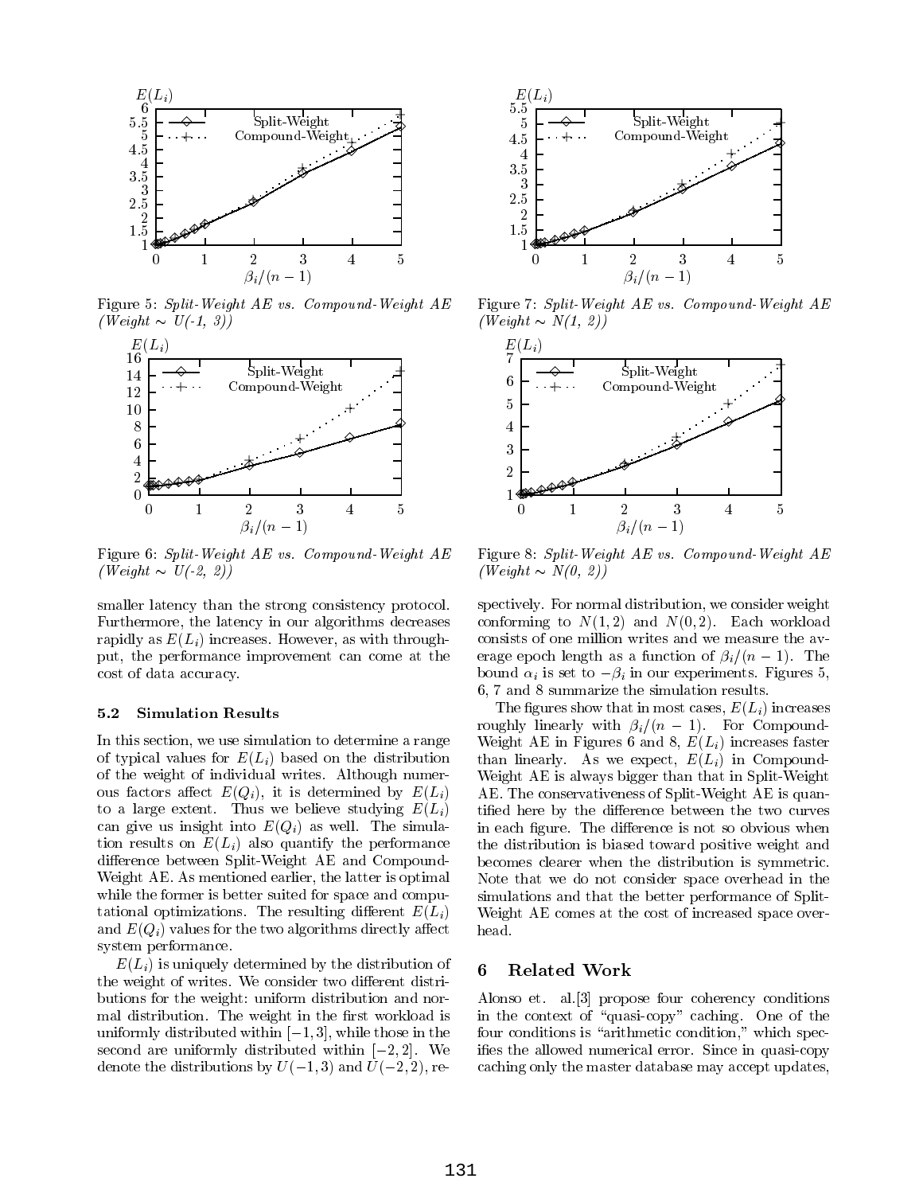Figure 5: *Split-Weight AE vs. Compound-Weight AE (Weight ∼ U(-1, 3))*

Figure 6: *Split-Weight AE vs. Compound-Weight AE (Weight ∼ U(-2, 2))*

Figure 7: *Split-Weight AE vs. Compound-Weight AE (Weight ∼ N(1, 2))*

Figure 8: *Split-Weight AE vs. Compound-Weight AE (Weight ∼ N(0, 2))*

smaller latency than the strong consistency protocol. Furthermore, the latency in our algorithms decreases rapidly as $E(L_i)$ increases. However, as with throughput, the performance improvement can come at the cost of data accuracy.

### 5.2 Simulation Results

In this section, we use simulation to determine a range of typical values for $E(L_i)$ based on the distribution of the weight of individual writes. Although numerous factors affect $E(Q_i)$, it is determined by $E(L_i)$ to a large extent. Thus we believe studying $E(L_i)$ can give us insight into $E(Q_i)$ as well. The simulation results on $E(L_i)$ also quantify the performance difference between Split-Weight AE and Compound-Weight AE. As mentioned earlier, the latter is optimal while the former is better suited for space and computational optimizations. The resulting different $E(L_i)$ and $E(Q_i)$ values for the two algorithms directly affect system performance.

$E(L_i)$ is uniquely determined by the distribution of the weight of writes. We consider two different distributions for the weight: uniform distribution and normal distribution. The weight in the first workload is uniformly distributed within $[-1, 3]$, while those in the second are uniformly distributed within $[-2, 2]$. We denote the distributions by $U(-1, 3)$ and $U(-2, 2)$, respectively. For normal distribution, we consider weight conforming to $N(1, 2)$ and $N(0, 2)$. Each workload consists of one million writes and we measure the average epoch length as a function of $\beta_i/(n-1)$. The bound $\alpha_i$ is set to $-\beta_i$ in our experiments. Figures 5, 6, 7 and 8 summarize the simulation results.

The figures show that in most cases, $E(L_i)$ increases roughly linearly with $\beta_i/(n-1)$. For Compound-Weight AE in Figures 6 and 8, $E(L_i)$ increases faster than linearly. As we expect, $E(L_i)$ in Compound-Weight AE is always bigger than that in Split-Weight AE. The conservativeness of Split-Weight AE is quantified here by the difference between the two curves in each figure. The difference is not so obvious when the distribution is biased toward positive weight and becomes clearer when the distribution is symmetric. Note that we do not consider space overhead in the simulations and that the better performance of Split-Weight AE comes at the cost of increased space overhead.

## 6 Related Work

Alonso et. al.[3] propose four coherency conditions in the context of "quasi-copy" caching. One of the four conditions is "arithmetic condition," which specifies the allowed numerical error. Since in quasi-copy caching only the master database may accept updates,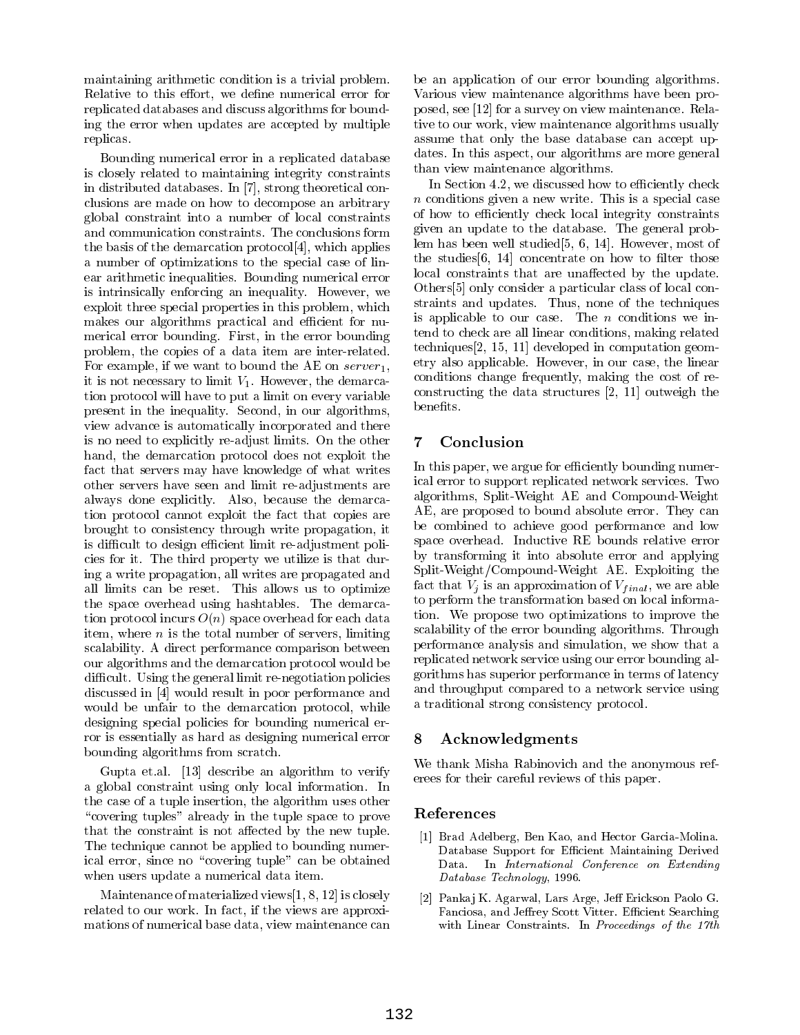maintaining arithmetic condition is a trivial problem. Relative to this effort, we define numerical error for replicated databases and discuss algorithms for bounding the error when updates are accepted by multiple replicas.

Bounding numerical error in a replicated database is closely related to maintaining integrity constraints in distributed databases. In [7], strong theoretical conclusions are made on how to decompose an arbitrary global constraint into a number of local constraints and communication constraints. The conclusions form the basis of the demarcation protocol[4], which applies a number of optimizations to the special case of linear arithmetic inequalities. Bounding numerical error is intrinsically enforcing an inequality. However, we exploit three special properties in this problem, which makes our algorithms practical and efficient for numerical error bounding. First, in the error bounding problem, the copies of a data item are inter-related. For example, if we want to bound the AE on $server_1$, it is not necessary to limit $V_1$. However, the demarcation protocol will have to put a limit on every variable present in the inequality. Second, in our algorithms, view advance is automatically incorporated and there is no need to explicitly re-adjust limits. On the other hand, the demarcation protocol does not exploit the fact that servers may have knowledge of what writes other servers have seen and limit re-adjustments are always done explicitly. Also, because the demarcation protocol cannot exploit the fact that copies are brought to consistency through write propagation, it is difficult to design efficient limit re-adjustment policies for it. The third property we utilize is that during a write propagation, all writes are propagated and all limits can be reset. This allows us to optimize the space overhead using hashtables. The demarcation protocol incurs $O(n)$ space overhead for each data item, where $n$ is the total number of servers, limiting scalability. A direct performance comparison between our algorithms and the demarcation protocol would be difficult. Using the general limit re-negotiation policies discussed in [4] would result in poor performance and would be unfair to the demarcation protocol, while designing special policies for bounding numerical error is essentially as hard as designing numerical error bounding algorithms from scratch.

Gupta et.al. [13] describe an algorithm to verify a global constraint using only local information. In the case of a tuple insertion, the algorithm uses other "covering tuples" already in the tuple space to prove that the constraint is not affected by the new tuple. The technique cannot be applied to bounding numerical error, since no "covering tuple" can be obtained when users update a numerical data item.

Maintenance of materialized views[1, 8, 12] is closely related to our work. In fact, if the views are approximations of numerical base data, view maintenance can be an application of our error bounding algorithms. Various view maintenance algorithms have been proposed, see [12] for a survey on view maintenance. Relative to our work, view maintenance algorithms usually assume that only the base database can accept updates. In this aspect, our algorithms are more general than view maintenance algorithms.

In Section 4.2, we discussed how to efficiently check $n$ conditions given a new write. This is a special case of how to efficiently check local integrity constraints given an update to the database. The general problem has been well studied[5, 6, 14]. However, most of the studies[6, 14] concentrate on how to filter those local constraints that are unaffected by the update. Others[5] only consider a particular class of local constraints and updates. Thus, none of the techniques is applicable to our case. The $n$ conditions we intend to check are all linear conditions, making related techniques[2, 15, 11] developed in computation geometry also applicable. However, in our case, the linear conditions change frequently, making the cost of reconstructing the data structures [2, 11] outweigh the benefits.

## 7 Conclusion

In this paper, we argue for efficiently bounding numerical error to support replicated network services. Two algorithms, Split-Weight AE and Compound-Weight AE, are proposed to bound absolute error. They can be combined to achieve good performance and low space overhead. Inductive RE bounds relative error by transforming it into absolute error and applying Split-Weight/Compound-Weight AE. Exploiting the fact that $V_j$ is an approximation of $V_{final}$, we are able to perform the transformation based on local information. We propose two optimizations to improve the scalability of the error bounding algorithms. Through performance analysis and simulation, we show that a replicated network service using our error bounding algorithms has superior performance in terms of latency and throughput compared to a network service using a traditional strong consistency protocol.

## 8 Acknowledgments

We thank Misha Rabinovich and the anonymous referees for their careful reviews of this paper.

## References

[1] Brad Adelberg, Ben Kao, and Hector Garcia-Molina. Database Support for Efficient Maintaining Derived Data. In *International Conference on Extending Database Technology*, 1996.

[2] Pankaj K. Agarwal, Lars Arge, Jeff Erickson Paolo G. Fanciosa, and Jeffrey Scott Vitter. Efficient Searching with Linear Constraints. In *Proceedings of the 17th*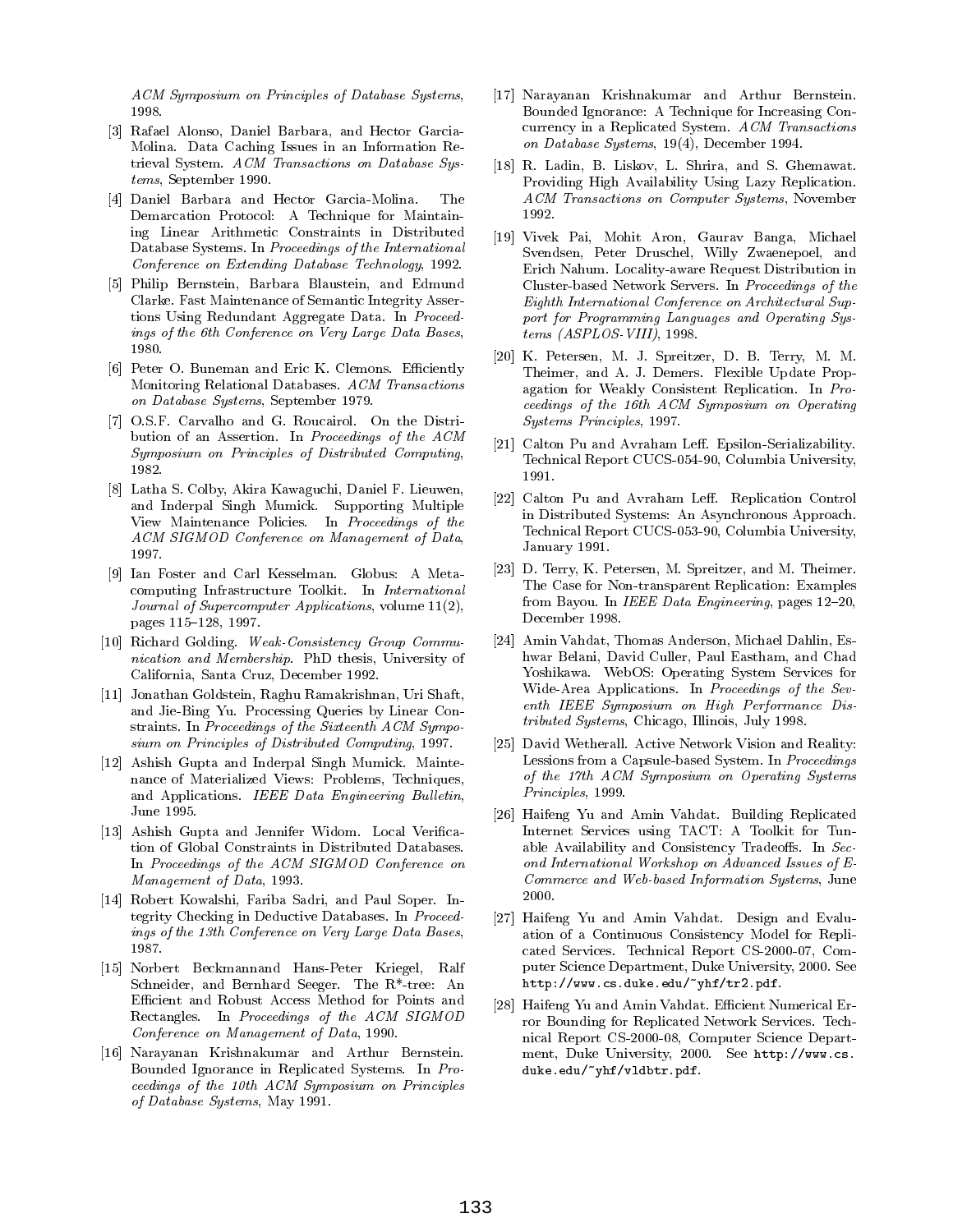ACM Symposium on Principles of Database Systems, 1998.

[3] Rafael Alonso, Daniel Barbara, and Hector Garcia-Molina. Data Caching Issues in an Information Retrieval System. *ACM Transactions on Database Systems*, September 1990.

[4] Daniel Barbara and Hector Garcia-Molina. The Demarcation Protocol: A Technique for Maintaining Linear Arithmetic Constraints in Distributed Database Systems. In *Proceedings of the International Conference on Extending Database Technology*, 1992.

[5] Philip Bernstein, Barbara Blaustein, and Edmund Clarke. Fast Maintenance of Semantic Integrity Assertions Using Redundant Aggregate Data. In *Proceedings of the 6th Conference on Very Large Data Bases*, 1980.

[6] Peter O. Buneman and Eric K. Clemons. Efficiently Monitoring Relational Databases. *ACM Transactions on Database Systems*, September 1979.

[7] O.S.F. Carvalho and G. Roucairol. On the Distribution of an Assertion. In *Proceedings of the ACM Symposium on Principles of Distributed Computing*, 1982.

[8] Latha S. Colby, Akira Kawaguchi, Daniel F. Lieuwen, and Inderpal Singh Mumick. Supporting Multiple View Maintenance Policies. In *Proceedings of the ACM SIGMOD Conference on Management of Data*, 1997.

[9] Ian Foster and Carl Kesselman. Globus: A Metacomputing Infrastructure Toolkit. In *International Journal of Supercomputer Applications*, volume 11(2), pages 115–128, 1997.

[10] Richard Golding. *Weak-Consistency Group Communication and Membership*. PhD thesis, University of California, Santa Cruz, December 1992.

[11] Jonathan Goldstein, Raghu Ramakrishnan, Uri Shaft, and Jie-Bing Yu. Processing Queries by Linear Constraints. In *Proceedings of the Sixteenth ACM Symposium on Principles of Distributed Computing*, 1997.

[12] Ashish Gupta and Inderpal Singh Mumick. Maintenance of Materialized Views: Problems, Techniques, and Applications. *IEEE Data Engineering Bulletin*, June 1995.

[13] Ashish Gupta and Jennifer Widom. Local Verification of Global Constraints in Distributed Databases. In *Proceedings of the ACM SIGMOD Conference on Management of Data*, 1993.

[14] Robert Kowalshi, Fariba Sadri, and Paul Soper. Integrity Checking in Deductive Databases. In *Proceedings of the 13th Conference on Very Large Data Bases*, 1987.

[15] Norbert Beckmannand Hans-Peter Kriegel, Ralf Schneider, and Bernhard Seeger. The R*-tree: An Efficient and Robust Access Method for Points and Rectangles. In *Proceedings of the ACM SIGMOD Conference on Management of Data*, 1990.

[16] Narayanan Krishnakumar and Arthur Bernstein. Bounded Ignorance in Replicated Systems. In *Proceedings of the 10th ACM Symposium on Principles of Database Systems*, May 1991.

[17] Narayanan Krishnakumar and Arthur Bernstein. Bounded Ignorance: A Technique for Increasing Concurrency in a Replicated System. *ACM Transactions on Database Systems*, 19(4), December 1994.

[18] R. Ladin, B. Liskov, L. Shrira, and S. Ghemawat. Providing High Availability Using Lazy Replication. *ACM Transactions on Computer Systems*, November 1992.

[19] Vivek Pai, Mohit Aron, Gaurav Banga, Michael Svendsen, Peter Druschel, Willy Zwaenepoel, and Erich Nahum. Locality-aware Request Distribution in Cluster-based Network Servers. In *Proceedings of the Eighth International Conference on Architectural Support for Programming Languages and Operating Systems (ASPLOS-VIII)*, 1998.

[20] K. Petersen, M. J. Spreitzer, D. B. Terry, M. M. Theimer, and A. J. Demers. Flexible Update Propagation for Weakly Consistent Replication. In *Proceedings of the 16th ACM Symposium on Operating Systems Principles*, 1997.

[21] Calton Pu and Avraham Leff. Epsilon-Serializability. Technical Report CUCS-054-90, Columbia University, 1991.

[22] Calton Pu and Avraham Leff. Replication Control in Distributed Systems: An Asynchronous Approach. Technical Report CUCS-053-90, Columbia University, January 1991.

[23] D. Terry, K. Petersen, M. Spreitzer, and M. Theimer. The Case for Non-transparent Replication: Examples from Bayou. In *IEEE Data Engineering*, pages 12–20, December 1998.

[24] Amin Vahdat, Thomas Anderson, Michael Dahlin, Eshwar Belani, David Culler, Paul Eastham, and Chad Yoshikawa. WebOS: Operating System Services for Wide-Area Applications. In *Proceedings of the Seventh IEEE Symposium on High Performance Distributed Systems*, Chicago, Illinois, July 1998.

[25] David Wetherall. Active Network Vision and Reality: Lessions from a Capsule-based System. In *Proceedings of the 17th ACM Symposium on Operating Systems Principles*, 1999.

[26] Haifeng Yu and Amin Vahdat. Building Replicated Internet Services using TACT: A Toolkit for Tunable Availability and Consistency Tradeoffs. In *Second International Workshop on Advanced Issues of E-Commerce and Web-based Information Systems*, June 2000.

[27] Haifeng Yu and Amin Vahdat. Design and Evaluation of a Continuous Consistency Model for Replicated Services. Technical Report CS-2000-07, Computer Science Department, Duke University, 2000. See `http://www.cs.duke.edu/~yhf/tr2.pdf`.

[28] Haifeng Yu and Amin Vahdat. Efficient Numerical Error Bounding for Replicated Network Services. Technical Report CS-2000-08, Computer Science Department, Duke University, 2000. See `http://www.cs.duke.edu/~yhf/vldbtr.pdf`.